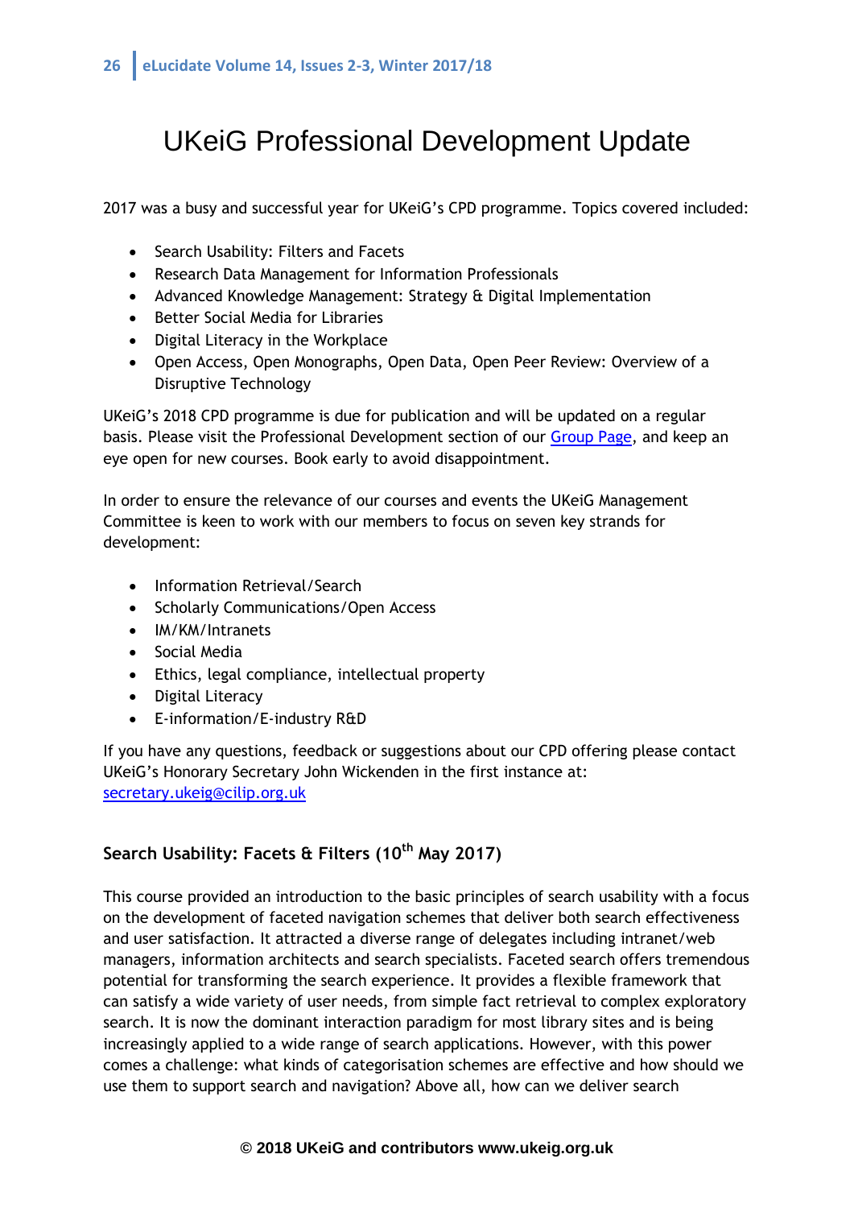# UKeiG Professional Development Update

2017 was a busy and successful year for UKeiG's CPD programme. Topics covered included:

- Search Usability: Filters and Facets
- Research Data Management for Information Professionals
- Advanced Knowledge Management: Strategy & Digital Implementation
- Better Social Media for Libraries
- Digital Literacy in the Workplace
- Open Access, Open Monographs, Open Data, Open Peer Review: Overview of a Disruptive Technology

UKeiG's 2018 CPD programme is due for publication and will be updated on a regular basis. Please visit the Professional Development section of our Group Page, and keep an eye open for new courses. Book early to avoid disappointment.

In order to ensure the relevance of our courses and events the UKeiG Management Committee is keen to work with our members to focus on seven key strands for development:

- Information Retrieval/Search
- Scholarly Communications/Open Access
- IM/KM/Intranets
- Social Media
- Ethics, legal compliance, intellectual property
- Digital Literacy
- E-information/E-industry R&D

If you have any questions, feedback or suggestions about our CPD offering please contact UKeiG's Honorary Secretary John Wickenden in the first instance at: secretary.ukeig@cilip.org.uk

### Search Usability: Facets & Filters (10th May 2017)

This course provided an introduction to the basic principles of search usability with a focus on the development of faceted navigation schemes that deliver both search effectiveness and user satisfaction. It attracted a diverse range of delegates including intranet/web managers, information architects and search specialists. Faceted search offers tremendous potential for transforming the search experience. It provides a flexible framework that can satisfy a wide variety of user needs, from simple fact retrieval to complex exploratory search. It is now the dominant interaction paradigm for most library sites and is being increasingly applied to a wide range of search applications. However, with this power comes a challenge: what kinds of categorisation schemes are effective and how should we use them to support search and navigation? Above all, how can we deliver search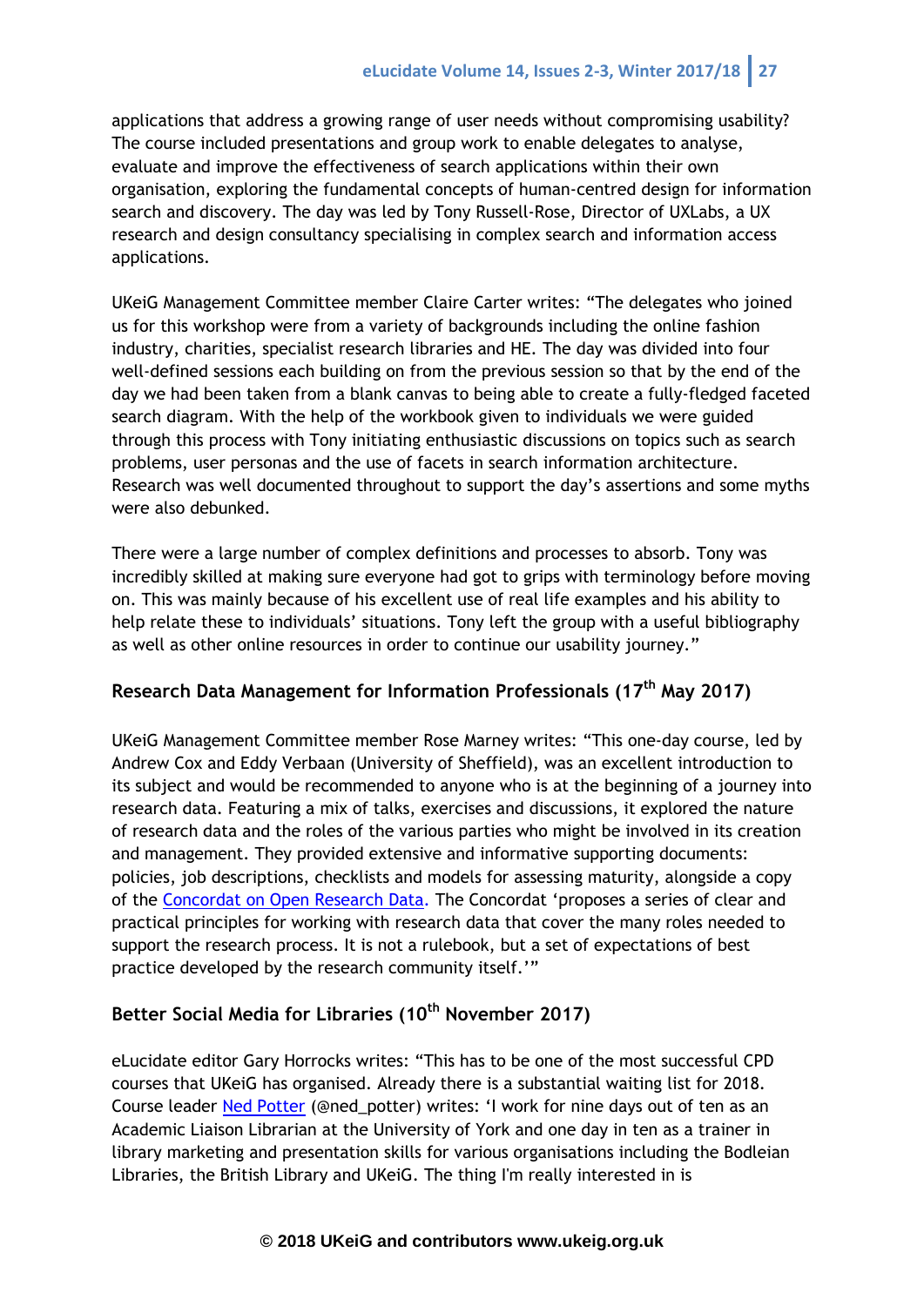applications that address a growing range of user needs without compromising usability? The course included presentations and group work to enable delegates to analyse, evaluate and improve the effectiveness of search applications within their own organisation, exploring the fundamental concepts of human-centred design for information search and discovery. The day was led by Tony Russell-Rose, Director of UXLabs, a UX research and design consultancy specialising in complex search and information access applications.

UKeiG Management Committee member Claire Carter writes: "The delegates who joined us for this workshop were from a variety of backgrounds including the online fashion industry, charities, specialist research libraries and HE. The day was divided into four well-defined sessions each building on from the previous session so that by the end of the day we had been taken from a blank canvas to being able to create a fully-fledged faceted search diagram. With the help of the workbook given to individuals we were guided through this process with Tony initiating enthusiastic discussions on topics such as search problems, user personas and the use of facets in search information architecture. Research was well documented throughout to support the day's assertions and some myths were also debunked.

There were a large number of complex definitions and processes to absorb. Tony was incredibly skilled at making sure everyone had got to grips with terminology before moving on. This was mainly because of his excellent use of real life examples and his ability to help relate these to individuals' situations. Tony left the group with a useful bibliography as well as other online resources in order to continue our usability journey."

## Research Data Management for Information Professionals (17th May 2017)

UKeiG Management Committee member Rose Marney writes: "This one-day course, led by Andrew Cox and Eddy Verbaan (University of Sheffield), was an excellent introduction to its subject and would be recommended to anyone who is at the beginning of a journey into research data. Featuring a mix of talks, exercises and discussions, it explored the nature of research data and the roles of the various parties who might be involved in its creation and management. They provided extensive and informative supporting documents: policies, job descriptions, checklists and models for assessing maturity, alongside a copy of the Concordat on Open Research Data. The Concordat 'proposes a series of clear and practical principles for working with research data that cover the many roles needed to support the research process. It is not a rulebook, but a set of expectations of best practice developed by the research community itself.'"

## Better Social Media for Libraries (10th November 2017)

eLucidate editor Gary Horrocks writes: "This has to be one of the most successful CPD courses that UKeiG has organised. Already there is a substantial waiting list for 2018. Course leader Ned Potter (@ned_potter) writes: 'I work for nine days out of ten as an Academic Liaison Librarian at the University of York and one day in ten as a trainer in library marketing and presentation skills for various organisations including the Bodleian Libraries, the British Library and UKeiG. The thing I'm really interested in is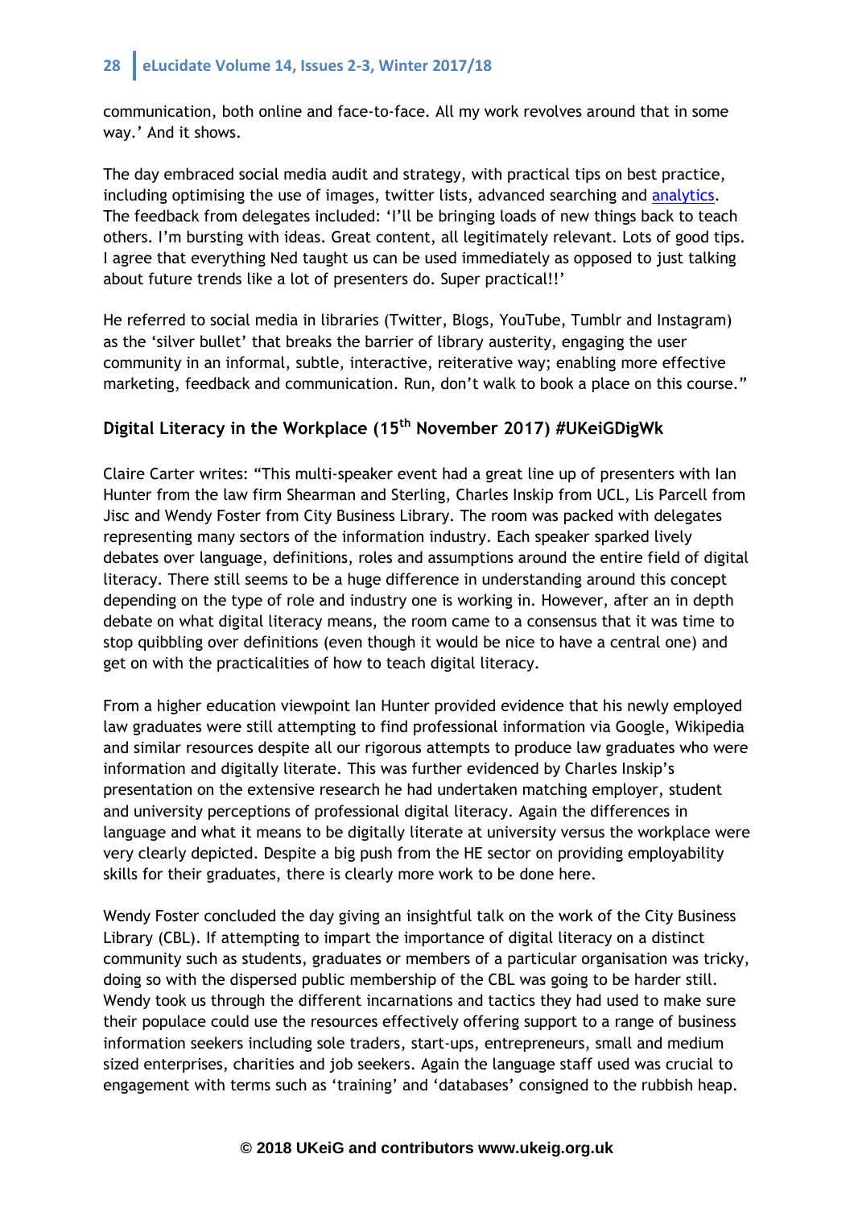communication, both online and face-to-face. All my work revolves around that in some way.' And it shows.

The day embraced social media audit and strategy, with practical tips on best practice, including optimising the use of images, twitter lists, advanced searching and analytics. The feedback from delegates included: 'I'll be bringing loads of new things back to teach others. I'm bursting with ideas. Great content, all legitimately relevant. Lots of good tips. I agree that everything Ned taught us can be used immediately as opposed to just talking about future trends like a lot of presenters do. Super practical!!'

He referred to social media in libraries (Twitter, Blogs, YouTube, Tumblr and Instagram) as the 'silver bullet' that breaks the barrier of library austerity, engaging the user community in an informal, subtle, interactive, reiterative way; enabling more effective marketing, feedback and communication. Run, don't walk to book a place on this course."

### Digital Literacy in the Workplace (15th November 2017) #UKeiGDigWk

Claire Carter writes: "This multi-speaker event had a great line up of presenters with Ian Hunter from the law firm Shearman and Sterling, Charles Inskip from UCL, Lis Parcell from Jisc and Wendy Foster from City Business Library. The room was packed with delegates representing many sectors of the information industry. Each speaker sparked lively debates over language, definitions, roles and assumptions around the entire field of digital literacy. There still seems to be a huge difference in understanding around this concept depending on the type of role and industry one is working in. However, after an in depth debate on what digital literacy means, the room came to a consensus that it was time to stop quibbling over definitions (even though it would be nice to have a central one) and get on with the practicalities of how to teach digital literacy.

From a higher education viewpoint Ian Hunter provided evidence that his newly employed law graduates were still attempting to find professional information via Google, Wikipedia and similar resources despite all our rigorous attempts to produce law graduates who were information and digitally literate. This was further evidenced by Charles Inskip's presentation on the extensive research he had undertaken matching employer, student and university perceptions of professional digital literacy. Again the differences in language and what it means to be digitally literate at university versus the workplace were very clearly depicted. Despite a big push from the HE sector on providing employability skills for their graduates, there is clearly more work to be done here.

Wendy Foster concluded the day giving an insightful talk on the work of the City Business Library (CBL). If attempting to impart the importance of digital literacy on a distinct community such as students, graduates or members of a particular organisation was tricky, doing so with the dispersed public membership of the CBL was going to be harder still. Wendy took us through the different incarnations and tactics they had used to make sure their populace could use the resources effectively offering support to a range of business information seekers including sole traders, start-ups, entrepreneurs, small and medium sized enterprises, charities and job seekers. Again the language staff used was crucial to engagement with terms such as 'training' and 'databases' consigned to the rubbish heap.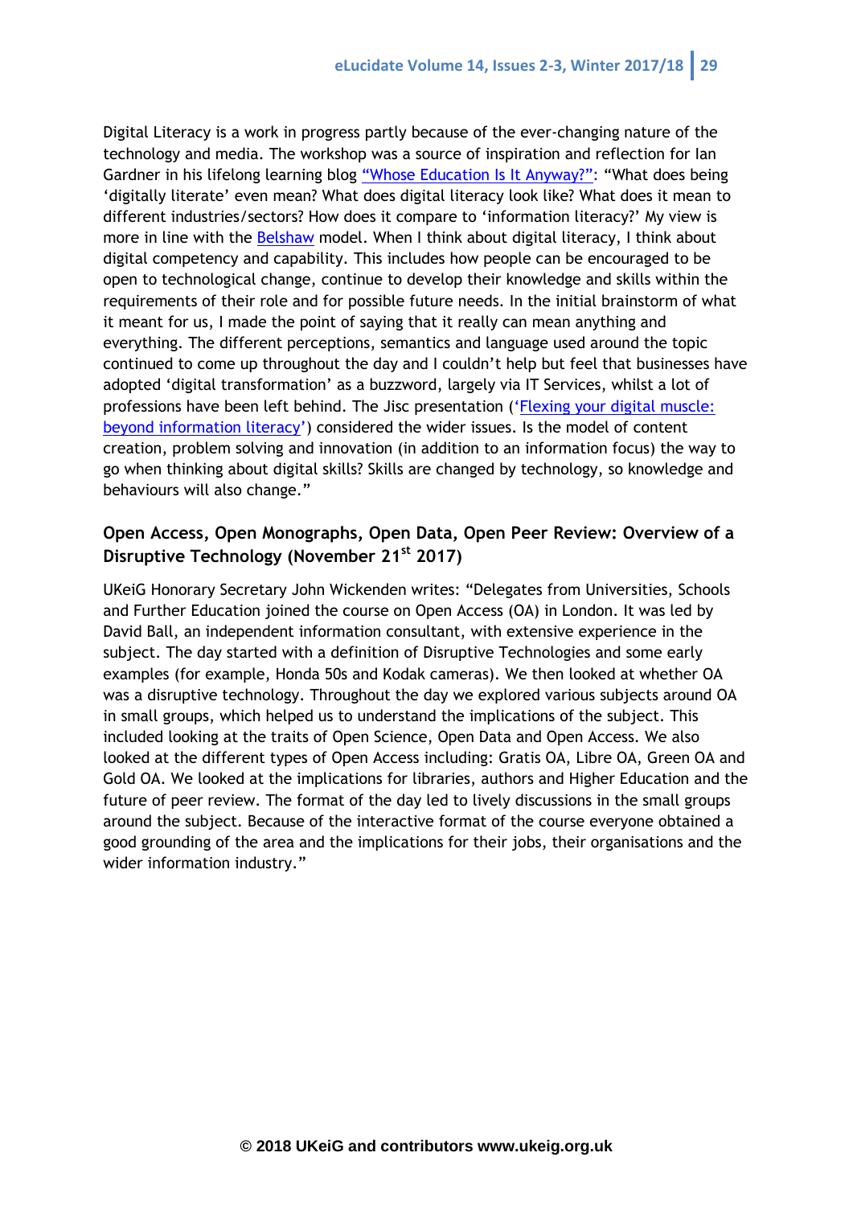Digital Literacy is a work in progress partly because of the ever-changing nature of the technology and media. The workshop was a source of inspiration and reflection for Ian Gardner in his lifelong learning blog "Whose Education Is It Anyway?": "What does being 'digitally literate' even mean? What does digital literacy look like? What does it mean to different industries/sectors? How does it compare to 'information literacy?' My view is more in line with the Belshaw model. When I think about digital literacy, I think about digital competency and capability. This includes how people can be encouraged to be open to technological change, continue to develop their knowledge and skills within the requirements of their role and for possible future needs. In the initial brainstorm of what it meant for us, I made the point of saying that it really can mean anything and everything. The different perceptions, semantics and language used around the topic continued to come up throughout the day and I couldn't help but feel that businesses have adopted 'digital transformation' as a buzzword, largely via IT Services, whilst a lot of professions have been left behind. The Jisc presentation ('Flexing your digital muscle: beyond information literacy') considered the wider issues. Is the model of content creation, problem solving and innovation (in addition to an information focus) the way to go when thinking about digital skills? Skills are changed by technology, so knowledge and behaviours will also change."

### Open Access, Open Monographs, Open Data, Open Peer Review: Overview of a Disruptive Technology (November 21st 2017)

UKeiG Honorary Secretary John Wickenden writes: "Delegates from Universities, Schools and Further Education joined the course on Open Access (OA) in London. It was led by David Ball, an independent information consultant, with extensive experience in the subject. The day started with a definition of Disruptive Technologies and some early examples (for example, Honda 50s and Kodak cameras). We then looked at whether OA was a disruptive technology. Throughout the day we explored various subjects around OA in small groups, which helped us to understand the implications of the subject. This included looking at the traits of Open Science, Open Data and Open Access. We also looked at the different types of Open Access including: Gratis OA, Libre OA, Green OA and Gold OA. We looked at the implications for libraries, authors and Higher Education and the future of peer review. The format of the day led to lively discussions in the small groups around the subject. Because of the interactive format of the course everyone obtained a good grounding of the area and the implications for their jobs, their organisations and the wider information industry."